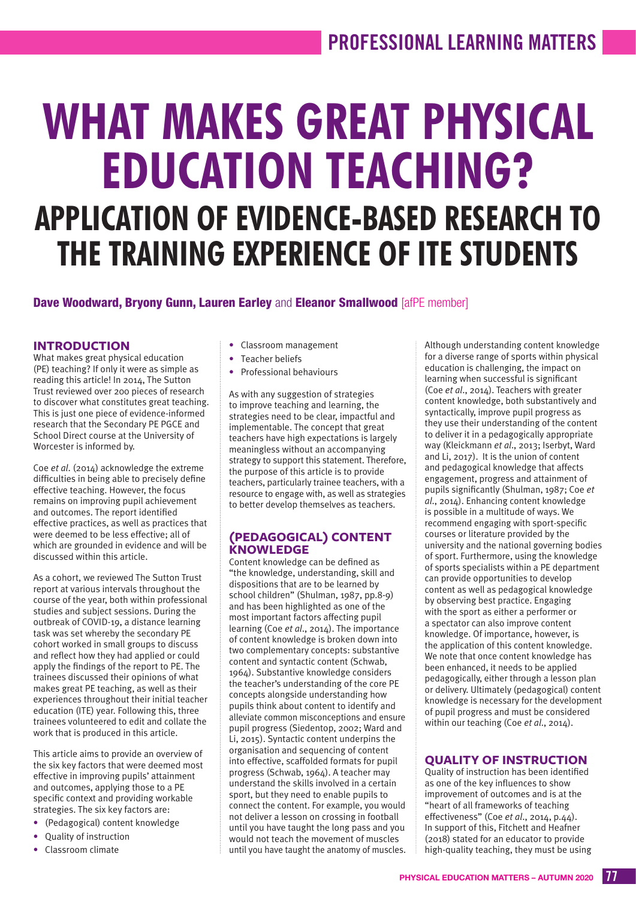# WHAT MAKES GREAT PHYSICAL EDUCATION TEACHING?

## APPLICATION OF EVIDENCE-BASED RESEARCH TO THE TRAINING EXPERIENCE OF ITE STUDENTS

**Dave Woodward, Bryony Gunn, Lauren Earley** and **Eleanor Smallwood** [afPE member]

### INTRODUCTION

What makes great physical education (PE) teaching? If only it were as simple as reading this article! In 2014, The Sutton Trust reviewed over 200 pieces of research to discover what constitutes great teaching. This is just one piece of evidence-informed research that the Secondary PE PGCE and School Direct course at the University of Worcester is informed by.

Coe *et al.* (2014) acknowledge the extreme difficulties in being able to precisely define effective teaching. However, the focus remains on improving pupil achievement and outcomes. The report identified effective practices, as well as practices that were deemed to be less effective; all of which are grounded in evidence and will be discussed within this article.

As a cohort, we reviewed The Sutton Trust report at various intervals throughout the course of the year, both within professional studies and subject sessions. During the outbreak of COVID-19, a distance learning task was set whereby the secondary PE cohort worked in small groups to discuss and reflect how they had applied or could apply the findings of the report to PE. The trainees discussed their opinions of what makes great PE teaching, as well as their experiences throughout their initial teacher education (ITE) year. Following this, three trainees volunteered to edit and collate the work that is produced in this article.

This article aims to provide an overview of the six key factors that were deemed most effective in improving pupils' attainment and outcomes, applying those to a PE specific context and providing workable strategies. The six key factors are:

- (Pedagogical) content knowledge
- Quality of instruction
- Classroom climate
- Classroom management
- Teacher beliefs
- Professional behaviours

As with any suggestion of strategies to improve teaching and learning, the strategies need to be clear, impactful and implementable. The concept that great teachers have high expectations is largely meaningless without an accompanying strategy to support this statement. Therefore, the purpose of this article is to provide teachers, particularly trainee teachers, with a resource to engage with, as well as strategies to better develop themselves as teachers.

### (PEDAGOGICAL) CONTENT KNOWLEDGE

Content knowledge can be defined as "the knowledge, understanding, skill and dispositions that are to be learned by school children" (Shulman, 1987, pp.8-9) and has been highlighted as one of the most important factors affecting pupil learning (Coe *et al.*, 2014). The importance of content knowledge is broken down into two complementary concepts: substantive content and syntactic content (Schwab, 1964). Substantive knowledge considers the teacher's understanding of the core PE concepts alongside understanding how pupils think about content to identify and alleviate common misconceptions and ensure pupil progress (Siedentop, 2002; Ward and Li, 2015). Syntactic content underpins the organisation and sequencing of content into effective, scaffolded formats for pupil progress (Schwab, 1964). A teacher may understand the skills involved in a certain sport, but they need to enable pupils to connect the content. For example, you would not deliver a lesson on crossing in football until you have taught the long pass and you would not teach the movement of muscles until you have taught the anatomy of muscles.

Although understanding content knowledge for a diverse range of sports within physical education is challenging, the impact on learning when successful is significant (Coe *et al.*, 2014). Teachers with greater content knowledge, both substantively and syntactically, improve pupil progress as they use their understanding of the content to deliver it in a pedagogically appropriate way (Kleickmann *et al.*, 2013; Iserbyt, Ward and Li, 2017). It is the union of content and pedagogical knowledge that affects engagement, progress and attainment of pupils significantly (Shulman, 1987; Coe *et al.*, 2014). Enhancing content knowledge is possible in a multitude of ways. We recommend engaging with sport-specific courses or literature provided by the university and the national governing bodies of sport. Furthermore, using the knowledge of sports specialists within a PE department can provide opportunities to develop content as well as pedagogical knowledge by observing best practice. Engaging with the sport as either a performer or a spectator can also improve content knowledge. Of importance, however, is the application of this content knowledge. We note that once content knowledge has been enhanced, it needs to be applied pedagogically, either through a lesson plan or delivery. Ultimately (pedagogical) content knowledge is necessary for the development of pupil progress and must be considered within our teaching (Coe *et al.*, 2014).

### QUALITY OF INSTRUCTION

Quality of instruction has been identified as one of the key influences to show improvement of outcomes and is at the "heart of all frameworks of teaching effectiveness" (Coe *et al.*, 2014, p.44). In support of this, Fitchett and Heafner (2018) stated for an educator to provide high-quality teaching, they must be using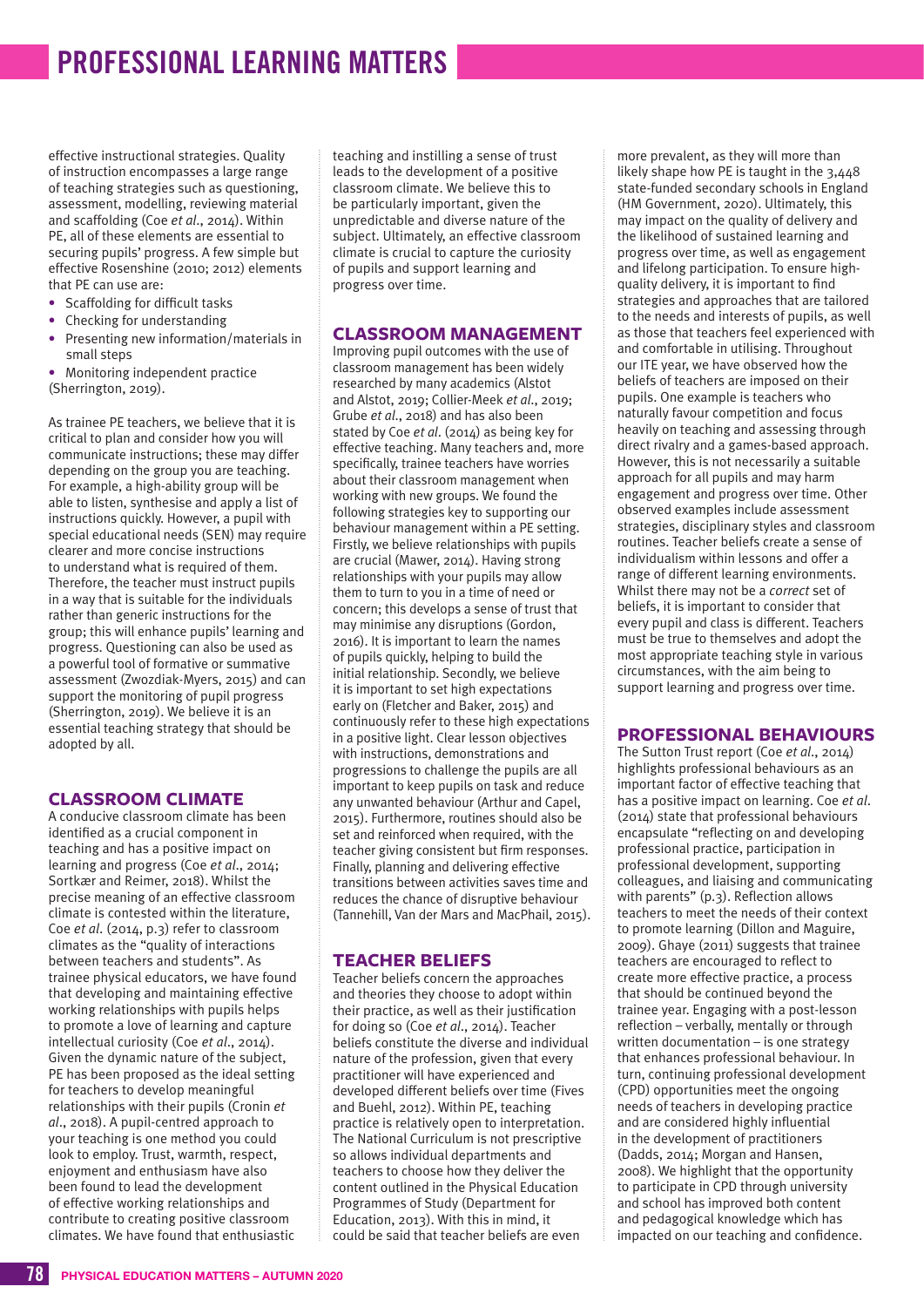effective instructional strategies. Quality of instruction encompasses a large range of teaching strategies such as questioning, assessment, modelling, reviewing material and scaffolding (Coe *et al*., 2014). Within PE, all of these elements are essential to securing pupils' progress. A few simple but effective Rosenshine (2010; 2012) elements that PE can use are:

- Scaffolding for difficult tasks
- Checking for understanding
- Presenting new information/materials in small steps
- Monitoring independent practice

(Sherrington, 2019).

As trainee PE teachers, we believe that it is critical to plan and consider how you will communicate instructions; these may differ depending on the group you are teaching. For example, a high-ability group will be able to listen, synthesise and apply a list of instructions quickly. However, a pupil with special educational needs (SEN) may require clearer and more concise instructions to understand what is required of them. Therefore, the teacher must instruct pupils in a way that is suitable for the individuals rather than generic instructions for the group; this will enhance pupils' learning and progress. Questioning can also be used as a powerful tool of formative or summative assessment (Zwozdiak-Myers, 2015) and can support the monitoring of pupil progress (Sherrington, 2019). We believe it is an essential teaching strategy that should be adopted by all.

## CLASSROOM CLIMATE

A conducive classroom climate has been identified as a crucial component in teaching and has a positive impact on learning and progress (Coe *et al*., 2014; Sortkær and Reimer, 2018). Whilst the precise meaning of an effective classroom climate is contested within the literature, Coe *et al*. (2014, p.3) refer to classroom climates as the "quality of interactions between teachers and students". As trainee physical educators, we have found that developing and maintaining effective working relationships with pupils helps to promote a love of learning and capture intellectual curiosity (Coe *et al*., 2014). Given the dynamic nature of the subject, PE has been proposed as the ideal setting for teachers to develop meaningful relationships with their pupils (Cronin *et al*., 2018). A pupil-centred approach to your teaching is one method you could look to employ. Trust, warmth, respect, enjoyment and enthusiasm have also been found to lead the development of effective working relationships and contribute to creating positive classroom climates. We have found that enthusiastic teaching and instilling a sense of trust leads to the development of a positive classroom climate. We believe this to be particularly important, given the unpredictable and diverse nature of the subject. Ultimately, an effective classroom climate is crucial to capture the curiosity of pupils and support learning and progress over time.

## CLASSROOM MANAGEMENT

Improving pupil outcomes with the use of classroom management has been widely researched by many academics (Alstot and Alstot, 2019; Collier-Meek *et al*., 2019; Grube *et al*., 2018) and has also been stated by Coe *et al*. (2014) as being key for effective teaching. Many teachers and, more specifically, trainee teachers have worries about their classroom management when working with new groups. We found the following strategies key to supporting our behaviour management within a PE setting. Firstly, we believe relationships with pupils are crucial (Mawer, 2014). Having strong relationships with your pupils may allow them to turn to you in a time of need or concern; this develops a sense of trust that may minimise any disruptions (Gordon, 2016). It is important to learn the names of pupils quickly, helping to build the initial relationship. Secondly, we believe it is important to set high expectations early on (Fletcher and Baker, 2015) and continuously refer to these high expectations in a positive light. Clear lesson objectives with instructions, demonstrations and progressions to challenge the pupils are all important to keep pupils on task and reduce any unwanted behaviour (Arthur and Capel, 2015). Furthermore, routines should also be set and reinforced when required, with the teacher giving consistent but firm responses. Finally, planning and delivering effective transitions between activities saves time and reduces the chance of disruptive behaviour (Tannehill, Van der Mars and MacPhail, 2015).

## TEACHER BELIEFS

Teacher beliefs concern the approaches and theories they choose to adopt within their practice, as well as their justification for doing so (Coe *et al*., 2014). Teacher beliefs constitute the diverse and individual nature of the profession, given that every practitioner will have experienced and developed different beliefs over time (Fives and Buehl, 2012). Within PE, teaching practice is relatively open to interpretation. The National Curriculum is not prescriptive so allows individual departments and teachers to choose how they deliver the content outlined in the Physical Education Programmes of Study (Department for Education, 2013). With this in mind, it could be said that teacher beliefs are even more prevalent, as they will more than likely shape how PE is taught in the 3,448 state-funded secondary schools in England (HM Government, 2020). Ultimately, this may impact on the quality of delivery and the likelihood of sustained learning and progress over time, as well as engagement and lifelong participation. To ensure high-quality delivery, it is important to find strategies and approaches that are tailored to the needs and interests of pupils, as well as those that teachers feel experienced with and comfortable in utilising. Throughout our ITE year, we have observed how the beliefs of teachers are imposed on their pupils. One example is teachers who naturally favour competition and focus heavily on teaching and assessing through direct rivalry and a games-based approach. However, this is not necessarily a suitable approach for all pupils and may harm engagement and progress over time. Other observed examples include assessment strategies, disciplinary styles and classroom routines. Teacher beliefs create a sense of individualism within lessons and offer a range of different learning environments. Whilst there may not be a *correct* set of beliefs, it is important to consider that every pupil and class is different. Teachers must be true to themselves and adopt the most appropriate teaching style in various circumstances, with the aim being to support learning and progress over time.

## PROFESSIONAL BEHAVIOURS

The Sutton Trust report (Coe *et al*., 2014) highlights professional behaviours as an important factor of effective teaching that has a positive impact on learning. Coe *et al*. (2014) state that professional behaviours encapsulate "reflecting on and developing professional practice, participation in professional development, supporting colleagues, and liaising and communicating with parents" (p.3). Reflection allows teachers to meet the needs of their context to promote learning (Dillon and Maguire, 2009). Ghaye (2011) suggests that trainee teachers are encouraged to reflect to create more effective practice, a process that should be continued beyond the trainee year. Engaging with a post-lesson reflection – verbally, mentally or through written documentation – is one strategy that enhances professional behaviour. In turn, continuing professional development (CPD) opportunities meet the ongoing needs of teachers in developing practice and are considered highly influential in the development of practitioners (Dadds, 2014; Morgan and Hansen, 2008). We highlight that the opportunity to participate in CPD through university and school has improved both content and pedagogical knowledge which has impacted on our teaching and confidence.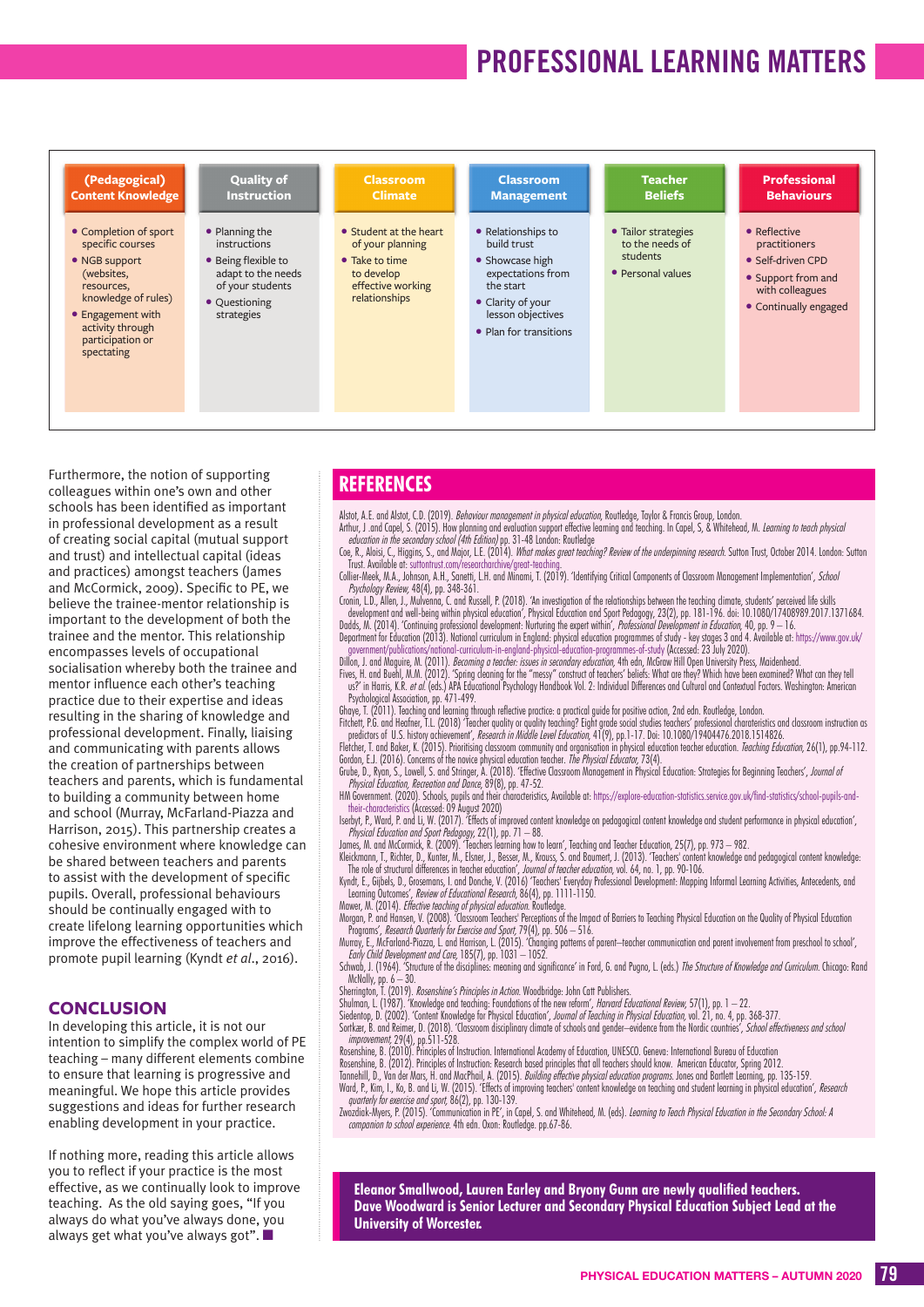| (Pedagogical) Content Knowledge | Quality of Instruction | Classroom Climate | Classroom Management | Teacher Beliefs | Professional Behaviours |
|---|---|---|---|---|---|
| • Completion of sport specific courses<br>• NGB support (websites, resources, knowledge of rules)<br>• Engagement with activity through participation or spectating | • Planning the instructions<br>• Being flexible to adapt to the needs of your students<br>• Questioning strategies | • Student at the heart of your planning<br>• Take to time to develop effective working relationships | • Relationships to build trust<br>• Showcase high expectations from the start<br>• Clarity of your lesson objectives<br>• Plan for transitions | • Tailor strategies to the needs of students<br>• Personal values | • Reflective practitioners<br>• Self-driven CPD<br>• Support from and with colleagues<br>• Continually engaged |

Furthermore, the notion of supporting colleagues within one's own and other schools has been identified as important in professional development as a result of creating social capital (mutual support and trust) and intellectual capital (ideas and practices) amongst teachers (James and McCormick, 2009). Specific to PE, we believe the trainee-mentor relationship is important to the development of both the trainee and the mentor. This relationship encompasses levels of occupational socialisation whereby both the trainee and mentor influence each other's teaching practice due to their expertise and ideas resulting in the sharing of knowledge and professional development. Finally, liaising and communicating with parents allows the creation of partnerships between teachers and parents, which is fundamental to building a community between home and school (Murray, McFarland-Piazza and Harrison, 2015). This partnership creates a cohesive environment where knowledge can be shared between teachers and parents to assist with the development of specific pupils. Overall, professional behaviours should be continually engaged with to create lifelong learning opportunities which improve the effectiveness of teachers and promote pupil learning (Kyndt *et al*., 2016).

## CONCLUSION

In developing this article, it is not our intention to simplify the complex world of PE teaching – many different elements combine to ensure that learning is progressive and meaningful. We hope this article provides suggestions and ideas for further research enabling development in your practice.

If nothing more, reading this article allows you to reflect if your practice is the most effective, as we continually look to improve teaching. As the old saying goes, "If you always do what you've always done, you always get what you've always got". ■

## REFERENCES

Alstot, A.E. and Alstot, C.D. (2019). *Behaviour management in physical education*, Routledge, Taylor & Francis Group, London.

Arthur, J. and Capel, S. (2015). How planning and evaluation support effective learning and teaching. In Capel, S, & Whitehead, M. *Learning to teach physical education in the secondary school (4th Edition)* pp. 31-48 London: Routledge

Coe, R., Aloisi, C., Higgins, S., and Major, L.E. (2014). *What makes great teaching? Review of the underpinning research.* Sutton Trust, October 2014. London: Sutton Trust. Available at: suttontrust.com/researcharchive/great-teaching.

Collier-Meek, M.A., Johnson, A.H., Sanetti, L.H. and Minami, T. (2019). 'Identifying Critical Components of Classroom Management Implementation', *School Psychology Review*, 48(4), pp. 348-361.

Cronin, L.D., Allen, J., Mulvenna, C. and Russell, P. (2018). 'An investigation of the relationships between the teaching climate, students' perceived life skills development and well-being within physical education', Physical Education and Sport Pedagogy, 23(2), pp. 181-196. doi: 10.1080/17408989.2017.1371684.

Dadds, M. (2014). 'Continuing professional development: Nurturing the expert within', *Professional Development in Education*, 40, pp. 9 – 16.

Department for Education (2013). National curriculum in England: physical education programmes of study - key stages 3 and 4. Available at: https://www.gov.uk/government/publications/national-curriculum-in-england-physical-education-programmes-of-study (Accessed: 23 July 2020).

Dillon, J. and Maguire, M. (2011). *Becoming a teacher: issues in secondary education*, 4th edn, McGraw Hill Open University Press, Maidenhead.

Fives, H. and Buehl, M.M. (2012). 'Spring cleaning for the "messy" construct of teachers' beliefs: What are they? Which have been examined? What can they tell us?' in Harris, K.R. *et al.* (eds.) APA Educational Psychology Handbook Vol. 2: Individual Differences and Cultural and Contextual Factors. Washington: American Psychological Association, pp. 471-499.

Ghaye, T. (2011). Teaching and learning through reflective practice: a practical guide for positive action, 2nd edn. Routledge, London.

Fitchett, P.G. and Heafner, T.L. (2018) 'Teacher quality or quality teaching? Eight grade social studies teachers' professional charateristics and classroom instruction as predictors of U.S. history achievement', *Research in Middle Level Education*, 41(9), pp.1-17. Doi: 10.1080/19404476.2018.1514826.

Fletcher, T. and Baker, K. (2015). Prioritising classroom community and organisation in physical education teacher education. *Teaching Education*, 26(1), pp.94-112.

Gordon, E.J. (2016). Concerns of the novice physical education teacher. *The Physical Educator*, 73(4).

Grube, D., Ryan, S., Lowell, S. and Stringer, A. (2018). 'Effective Classroom Management in Physical Education: Strategies for Beginning Teachers', *Journal of Physical Education, Recreation and Dance*, 89(8), pp. 47-52.

HM Government. (2020). Schools, pupils and their characteristics, Available at: https://explore-education-statistics.service.gov.uk/find-statistics/school-pupils-and-their-characteristics (Accessed: 09 August 2020)

Iserbyt, P., Ward, P. and Li, W. (2017). 'Effects of improved content knowledge on pedagogical content knowledge and student performance in physical education', *Physical Education and Sport Pedagogy*, 22(1), pp. 71 – 88.

James, M. and McCormick, R. (2009). 'Teachers learning how to learn', Teaching and Teacher Education, 25(7), pp. 973 – 982.

Kleickmann, T., Richter, D., Kunter, M., Elsner, J., Besser, M., Krauss, S. and Baumert, J. (2013). 'Teachers' content knowledge and pedagogical content knowledge: The role of structural differences in teacher education', *Journal of teacher education*, vol. 64, no. 1, pp. 90-106.

Kyndt, E., Gijbels, D., Grosemans, I. and Donche, V. (2016) 'Teachers' Everyday Professional Development: Mapping Informal Learning Activities, Antecedents, and Learning Outcomes', *Review of Educational Research*, 86(4), pp. 1111-1150.

Mawer, M. (2014). *Effective teaching of physical education.* Routledge.

Morgan, P. and Hansen, V. (2008). 'Classroom Teachers' Perceptions of the Impact of Barriers to Teaching Physical Education on the Quality of Physical Education Programs', *Research Quarterly for Exercise and Sport*, 79(4), pp. 506 – 516.

Murray, E., McFarland-Piazza, L. and Harrison, L. (2015). 'Changing patterns of parent–teacher communication and parent involvement from preschool to school', *Early Child Development and Care*, 185(7), pp. 1031 – 1052.

Schwab, J. (1964). 'Structure of the disciplines: meaning and significance' in Ford, G. and Pugno, L. (eds.) *The Structure of Knowledge and Curriculum.* Chicago: Rand McNally, pp. 6 – 30.

Sherrington, T. (2019). *Rosenshine's Principles in Action.* Woodbridge: John Catt Publishers.

Shulman, L. (1987). 'Knowledge and teaching: Foundations of the new reform', *Harvard Educational Review*, 57(1), pp. 1 – 22.

Siedentop, D. (2002). 'Content Knowledge for Physical Education', *Journal of Teaching in Physical Education*, vol. 21, no. 4, pp. 368-377.

Sortkær, B. and Reimer, D. (2018). 'Classroom disciplinary climate of schools and gender—evidence from the Nordic countries', *School effectiveness and school improvement*, 29(4), pp.511-528.

Rosenshine, B. (2010). Principles of Instruction. International Academy of Education, UNESCO. Geneva: International Bureau of Education

Rosenshine, B. (2012). Principles of Instruction: Research based principles that all teachers should know. American Educator, Spring 2012.

Tannehill, D., Van der Mars, H. and MacPhail, A. (2015). *Building effective physical education programs.* Jones and Bartlett Learning, pp. 135-159.

Ward, P., Kim, I., Ko, B. and Li, W. (2015). 'Effects of improving teachers' content knowledge on teaching and student learning in physical education', *Research quarterly for exercise and sport*, 86(2), pp. 130-139.

Zwozdiak-Myers, P. (2015). 'Communication in PE', in Capel, S. and Whitehead, M. (eds). *Learning to Teach Physical Education in the Secondary School: A companion to school experience.* 4th edn. Oxon: Routledge. pp.67-86.

**Eleanor Smallwood, Lauren Earley and Bryony Gunn are newly qualified teachers. Dave Woodward is Senior Lecturer and Secondary Physical Education Subject Lead at the University of Worcester.**